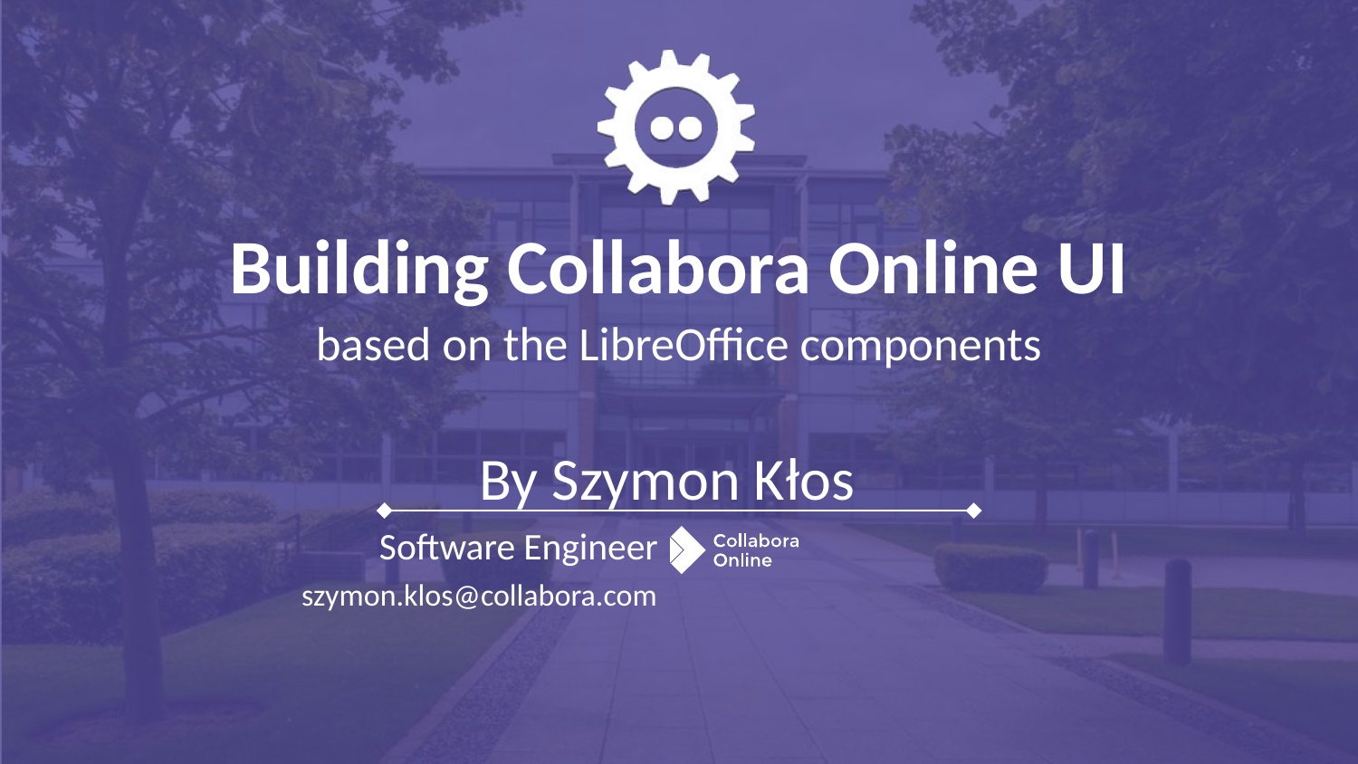# Building Collabora Online UI

based on the LibreOffice components

By Szymon Kłos

Software Engineer Collabora Online

szymon.klos@collabora.com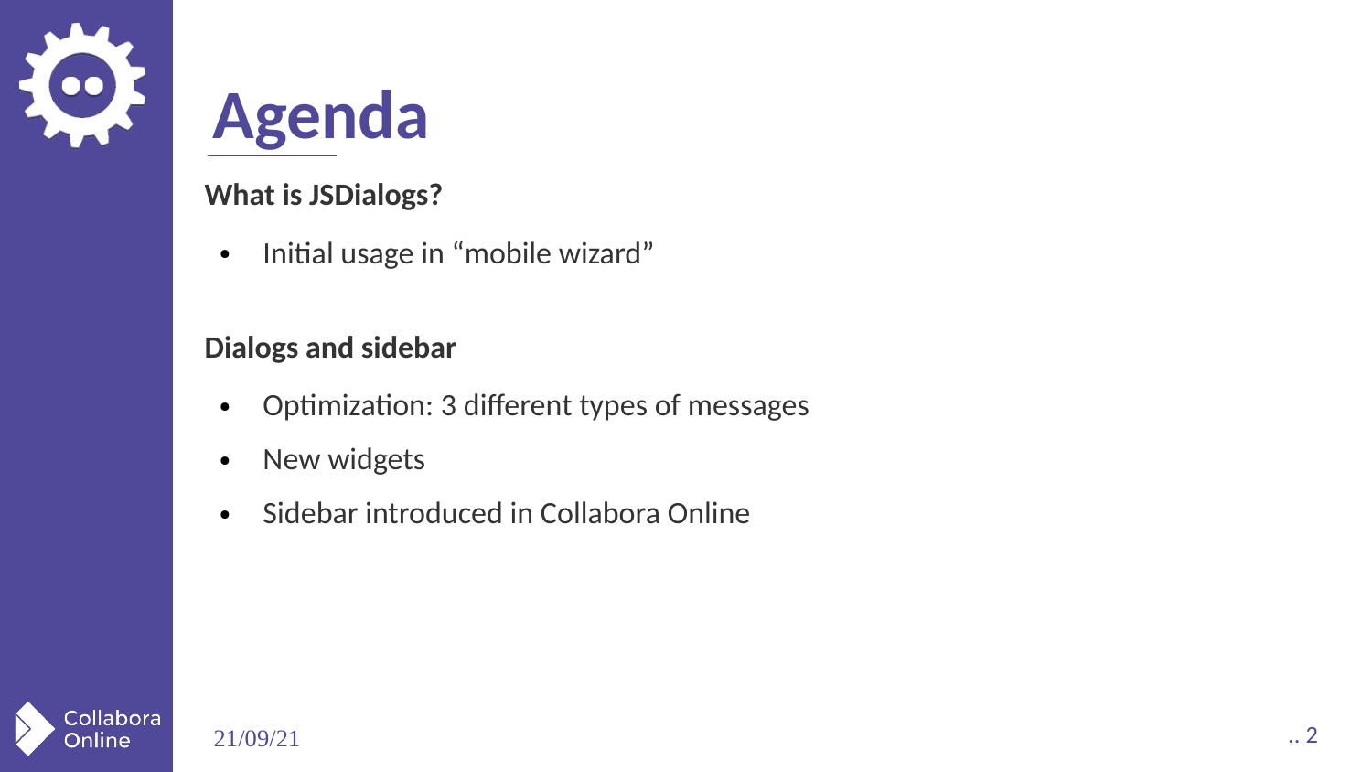# Agenda

**What is JSDialogs?**

- Initial usage in “mobile wizard”

**Dialogs and sidebar**

- Optimization: 3 different types of messages
- New widgets
- Sidebar introduced in Collabora Online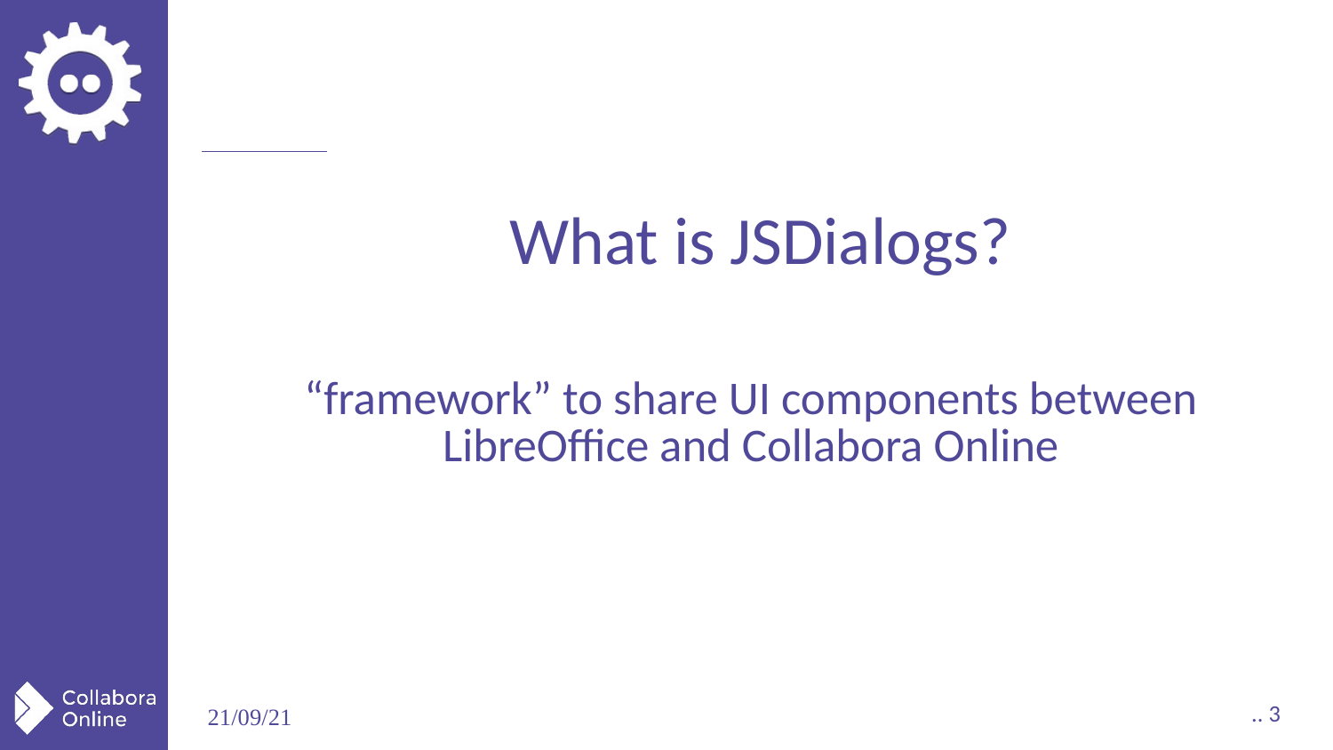# What is JSDialogs?

“framework” to share UI components between LibreOffice and Collabora Online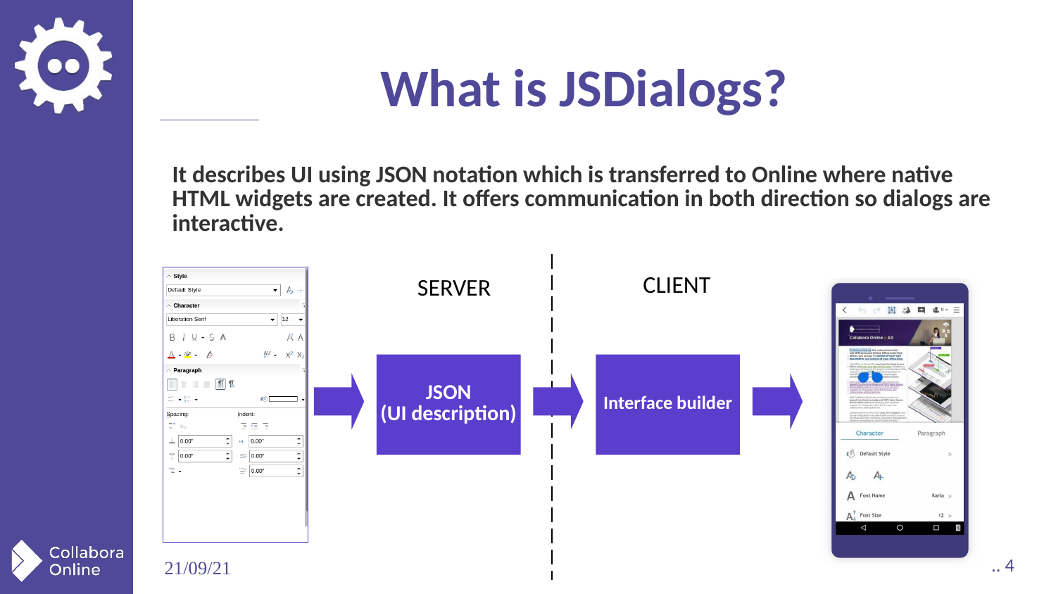# What is JSDialogs?

**It describes UI using JSON notation which is transferred to Online where native HTML widgets are created. It offers communication in both direction so dialogs are interactive.**

SERVER | CLIENT

**JSON (UI description)** → **Interface builder** →

21/09/21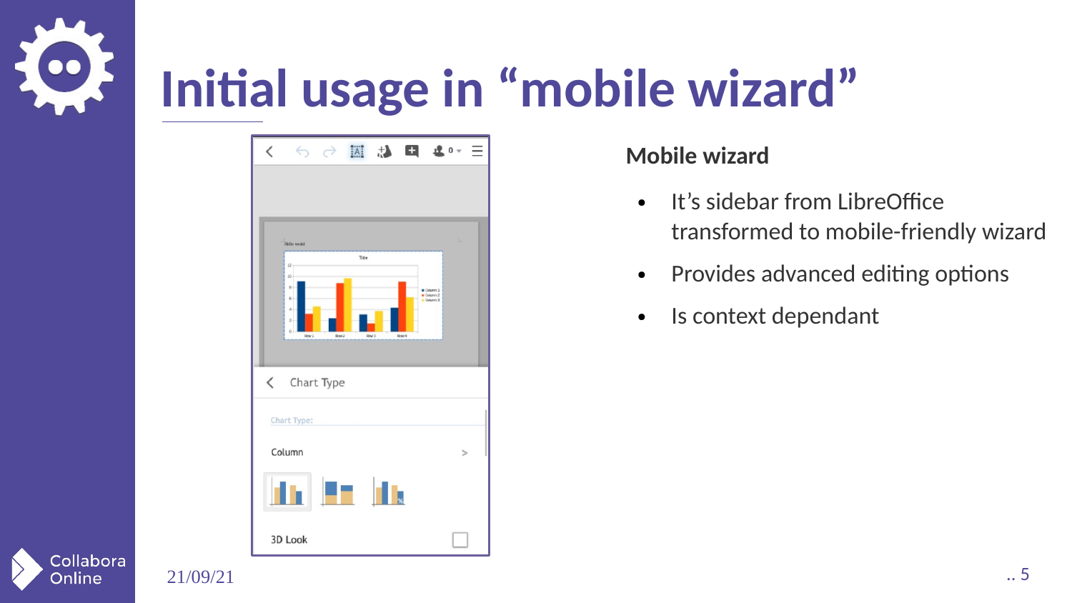# Initial usage in “mobile wizard”

**Mobile wizard**

- It’s sidebar from LibreOffice transformed to mobile-friendly wizard
- Provides advanced editing options
- Is context dependant

21/09/21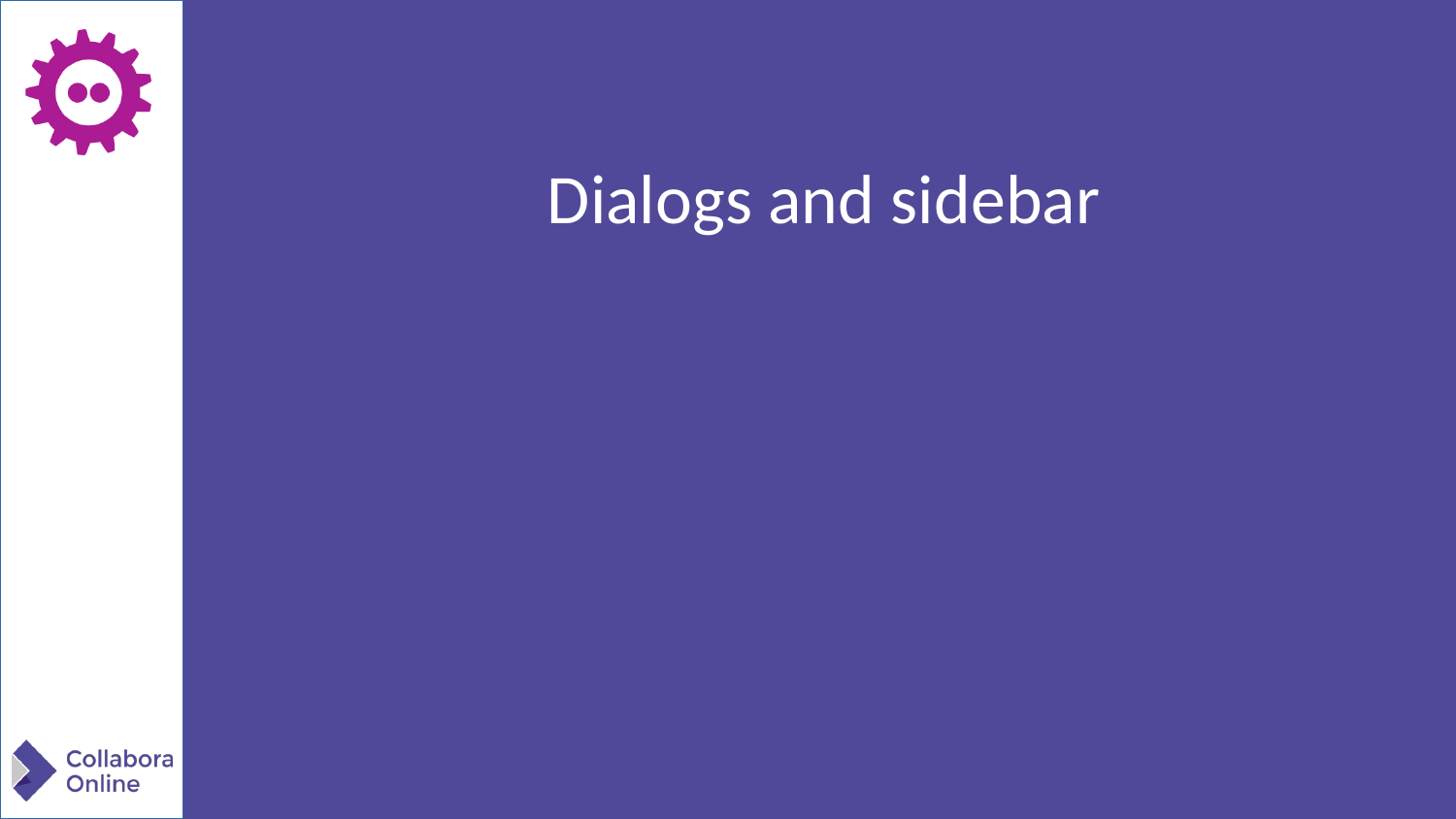# Dialogs and sidebar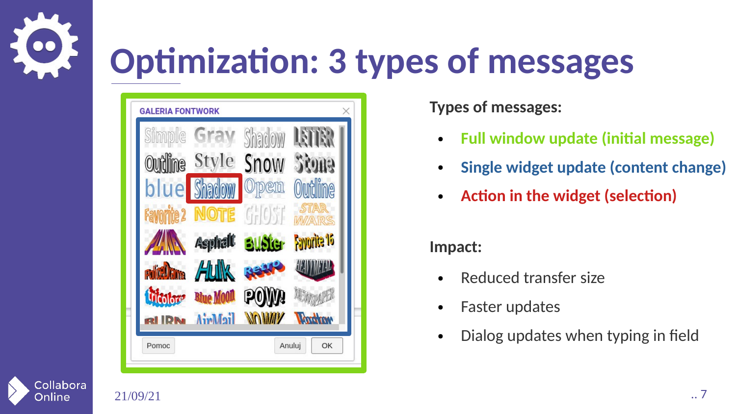# Optimization: 3 types of messages

**Types of messages:**

- Full window update (initial message)
- Single widget update (content change)
- Action in the widget (selection)

**Impact:**

- Reduced transfer size
- Faster updates
- Dialog updates when typing in field

21/09/21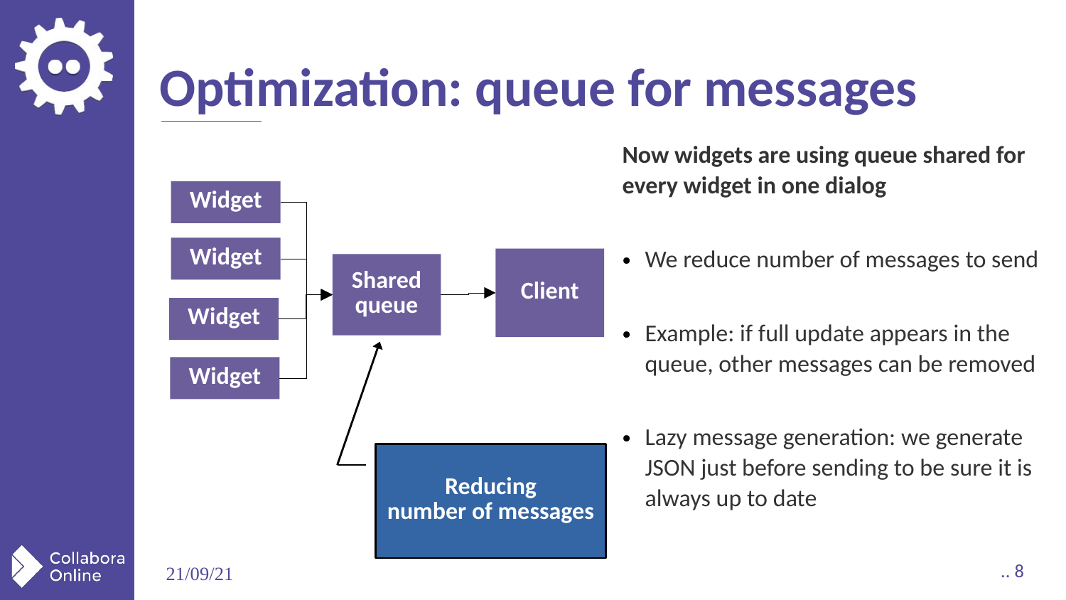# Optimization: queue for messages

Widget

Widget

Widget

Widget

Shared queue

Client

Reducing number of messages

**Now widgets are using queue shared for every widget in one dialog**

- We reduce number of messages to send
- Example: if full update appears in the queue, other messages can be removed
- Lazy message generation: we generate JSON just before sending to be sure it is always up to date

21/09/21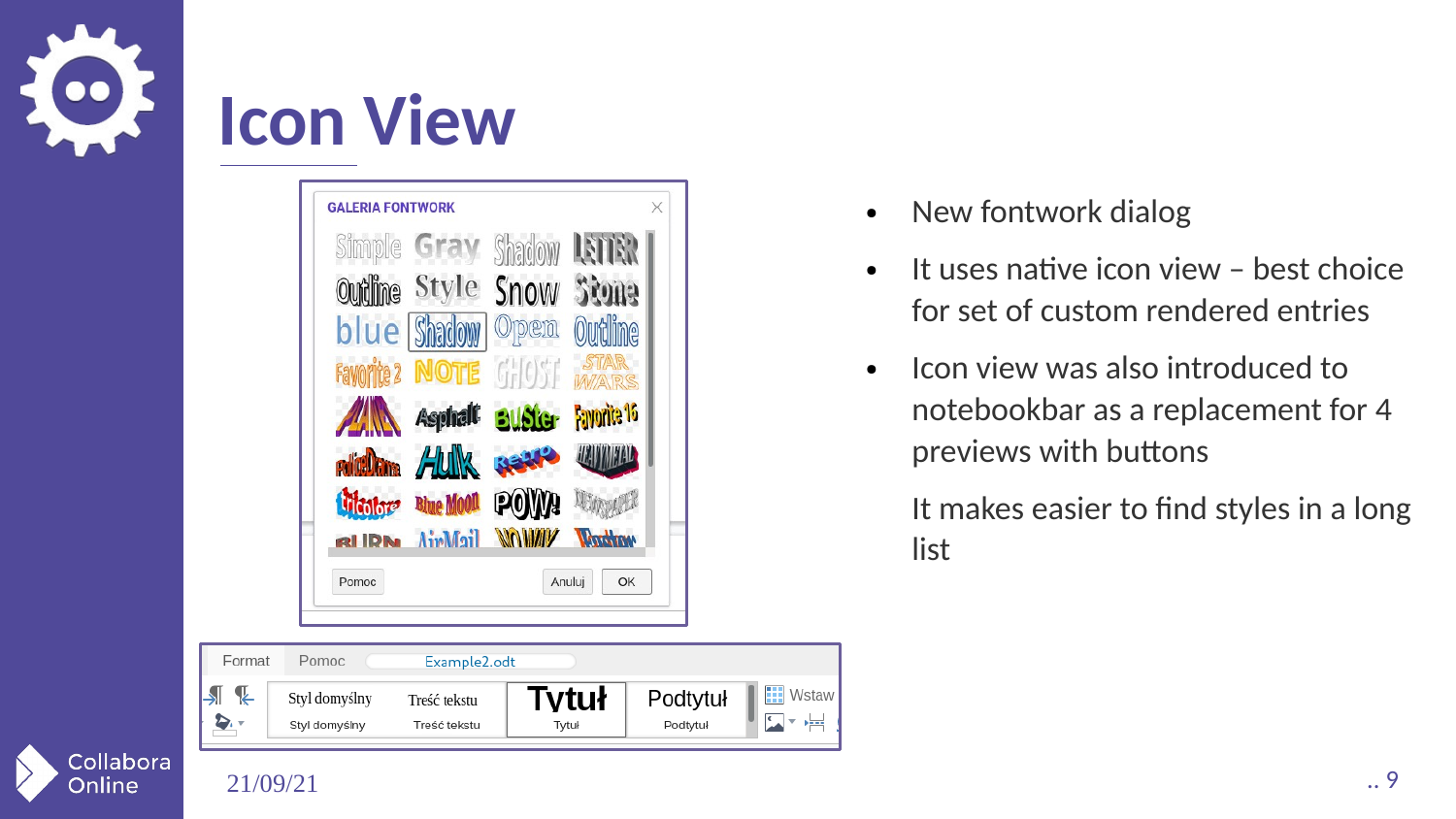# Icon View

- New fontwork dialog
- It uses native icon view – best choice for set of custom rendered entries
- Icon view was also introduced to notebookbar as a replacement for 4 previews with buttons

  It makes easier to find styles in a long list

21/09/21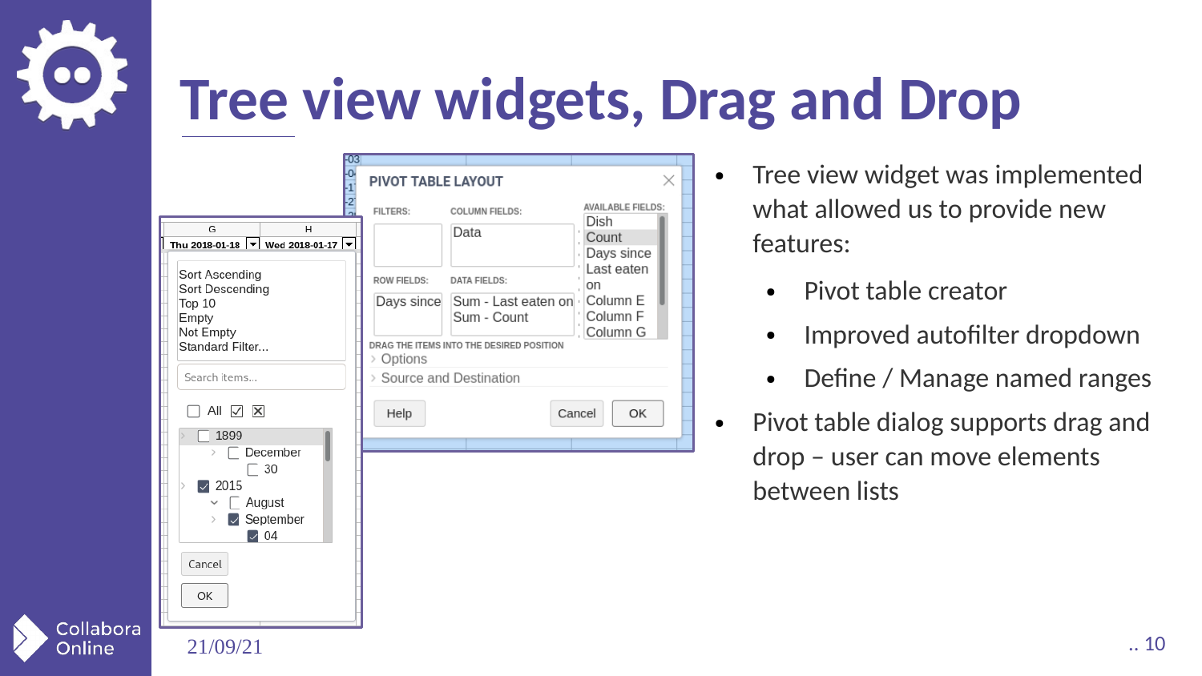# Tree view widgets, Drag and Drop

- Tree view widget was implemented what allowed us to provide new features:
  - Pivot table creator
  - Improved autofilter dropdown
  - Define / Manage named ranges
- Pivot table dialog supports drag and drop – user can move elements between lists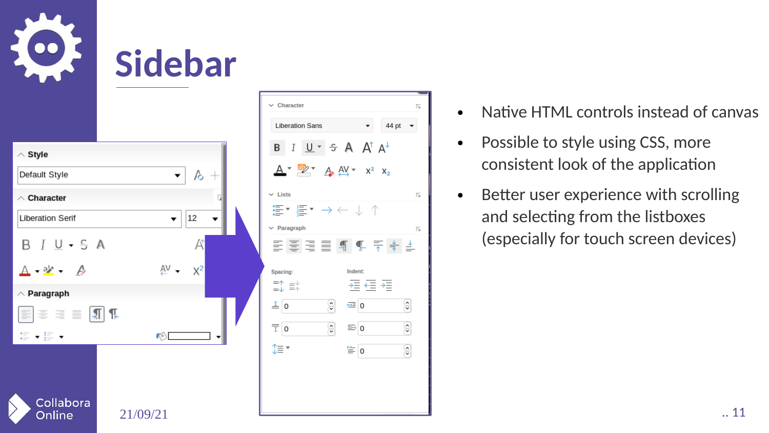# Sidebar

- Native HTML controls instead of canvas
- Possible to style using CSS, more consistent look of the application
- Better user experience with scrolling and selecting from the listboxes (especially for touch screen devices)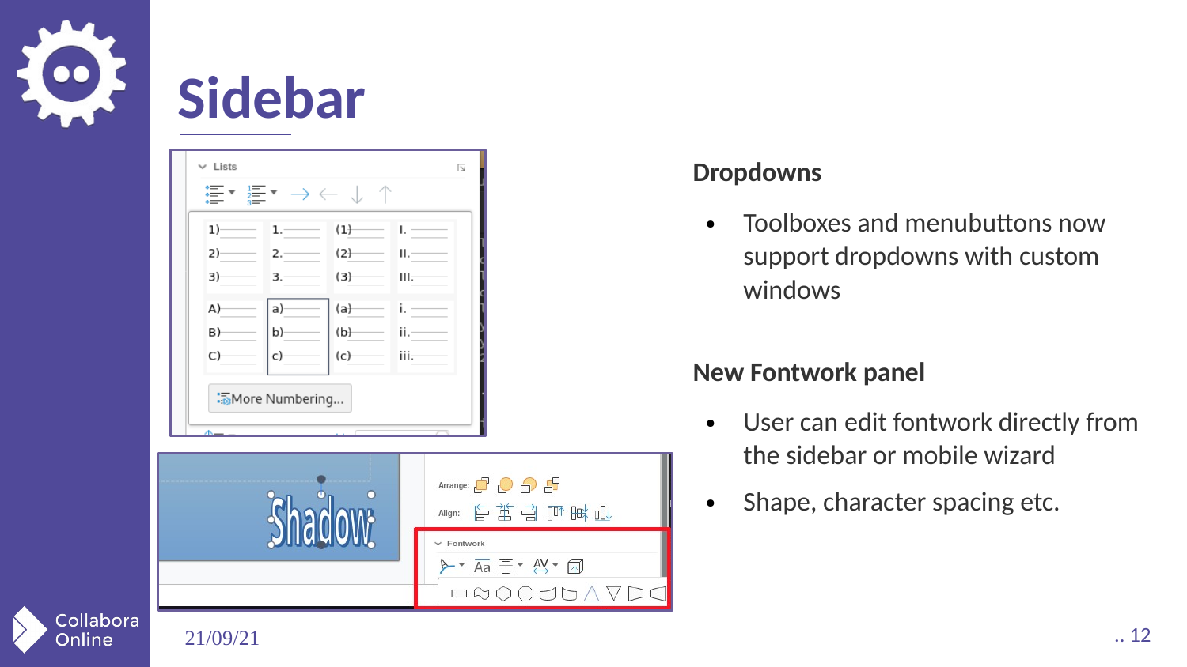# Sidebar

**Dropdowns**

- Toolboxes and menubuttons now support dropdowns with custom windows

**New Fontwork panel**

- User can edit fontwork directly from the sidebar or mobile wizard
- Shape, character spacing etc.

21/09/21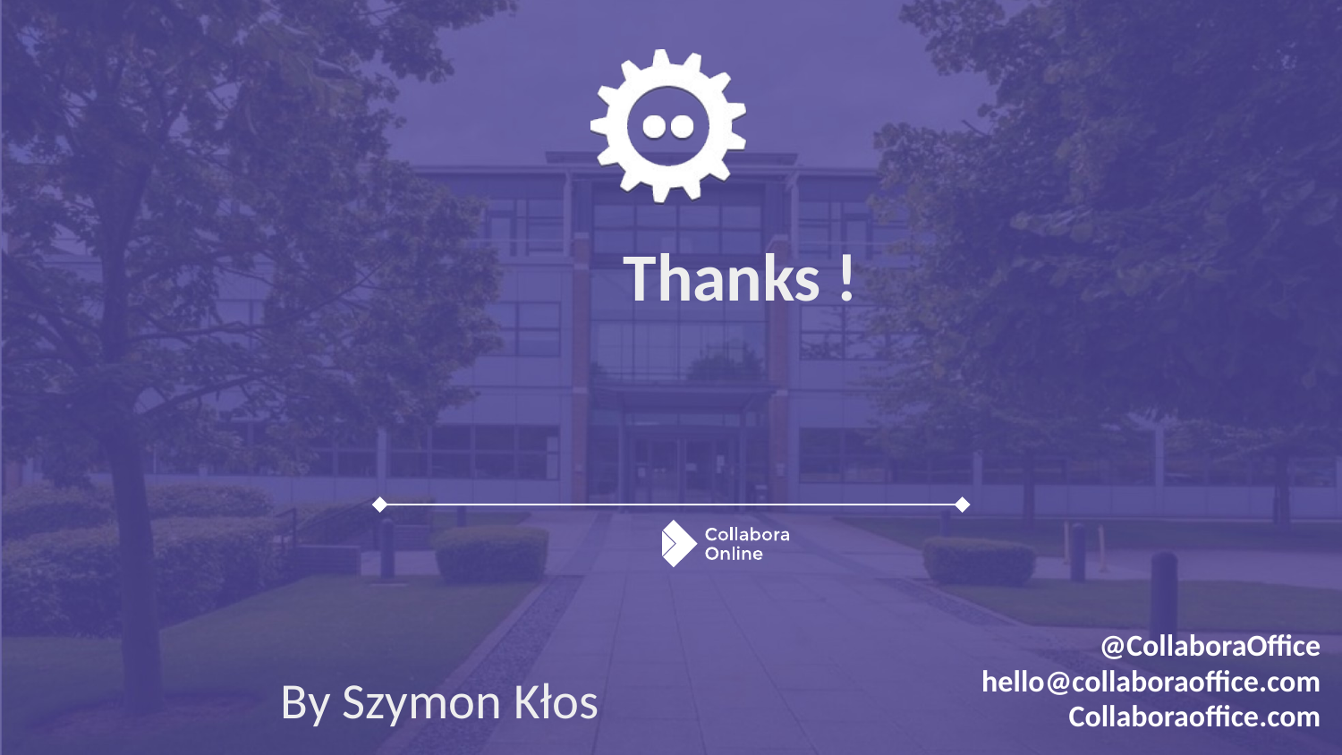# Thanks !

Collabora Online

By Szymon Kłos

**@CollaboraOffice**
**hello@collaboraoffice.com**
**Collaboraoffice.com**